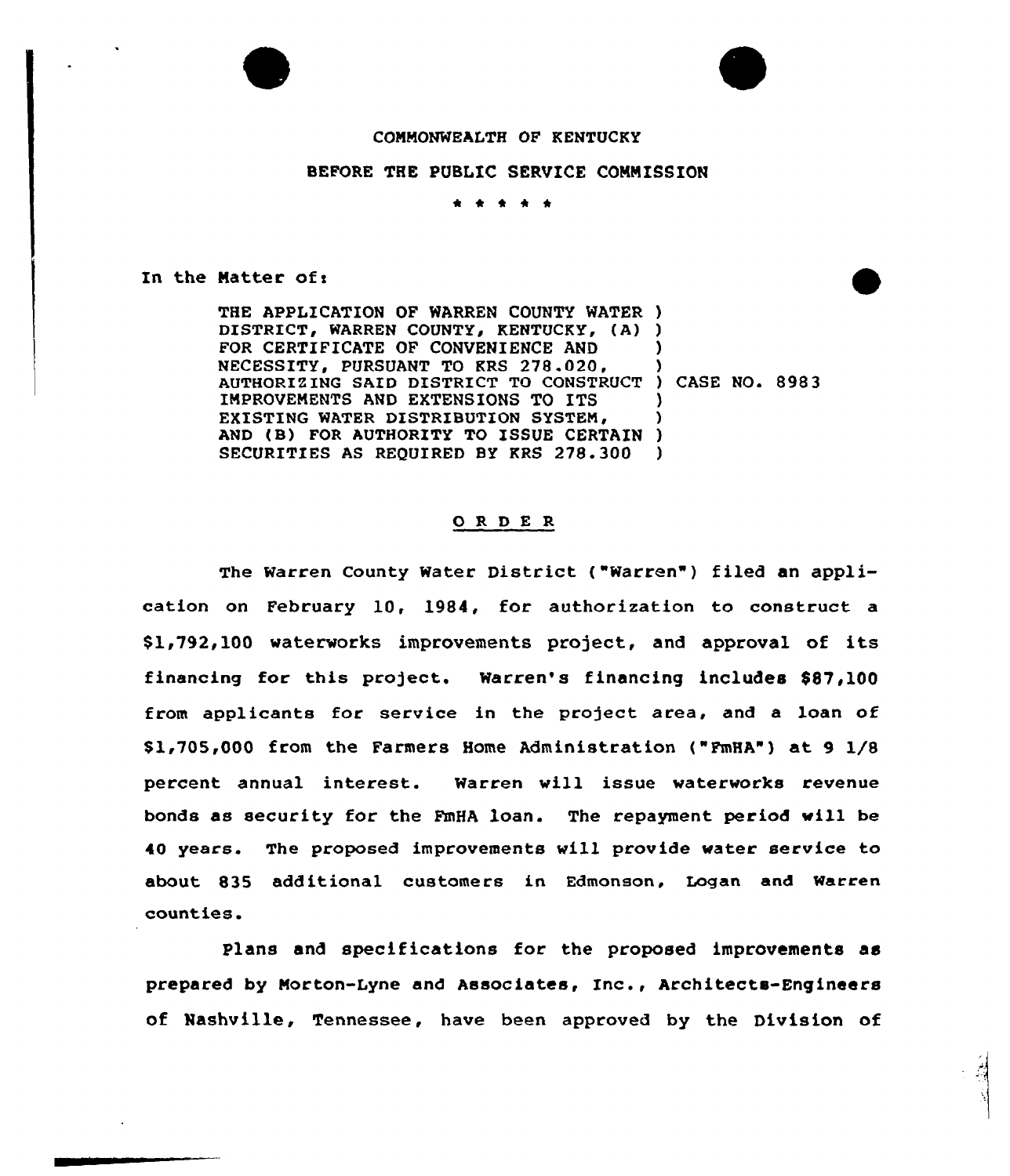COMMONWEALTH OF KENTUCKY

BEFORE THE PUBLIC SERVICE COMMISSION

\* \* \* \* \*

In the Matter of:

THE APPLICATION OF WARREN COUNTY WATER DISTRICT, WARREN COUNTY, KENTUCKY, (A) FOR CERTIFICATE OF CONVENIENCE AND NECESSITY, PURSUANT TO KRS 278.020, AUTHORIZING SAID DISTRICT TO CONSTRUCT IMPROVEMENTS AND EXTENSIONS TO ITS EXISTING WATER DISTRIBUTION SYSTEM, AND (B) FOR AUTHORITY TO ISSUE CERTAIN SECURITIES AS REQUIRED BY KRS 278.300 ) CASE NO. 8983

ORDER

The Warren County Water District ("Warren") filed an application on February 10, 1984, for authorization to construct a $1,792,100 waterworks improvements project, and approval of its financing for this project. Warren's financing includes $87,100 from applicants for service in the project area, and a loan of $1,705,000 from the Farmers Home Administration ("FmHA") at 9 1/8 percent annual interest. Warren will issue waterworks revenue bonds as security for the FmHA loan. The repayment period will be 40 years. The proposed improvements will provide water service to about 835 additional customers in Edmonson, Logan and Warren counties.

Plans and specifications for the proposed improvements as prepared by Morton-Lyne and Associates, Inc., Architects-Engineers of Nashville, Tennessee, have been approved by the Division of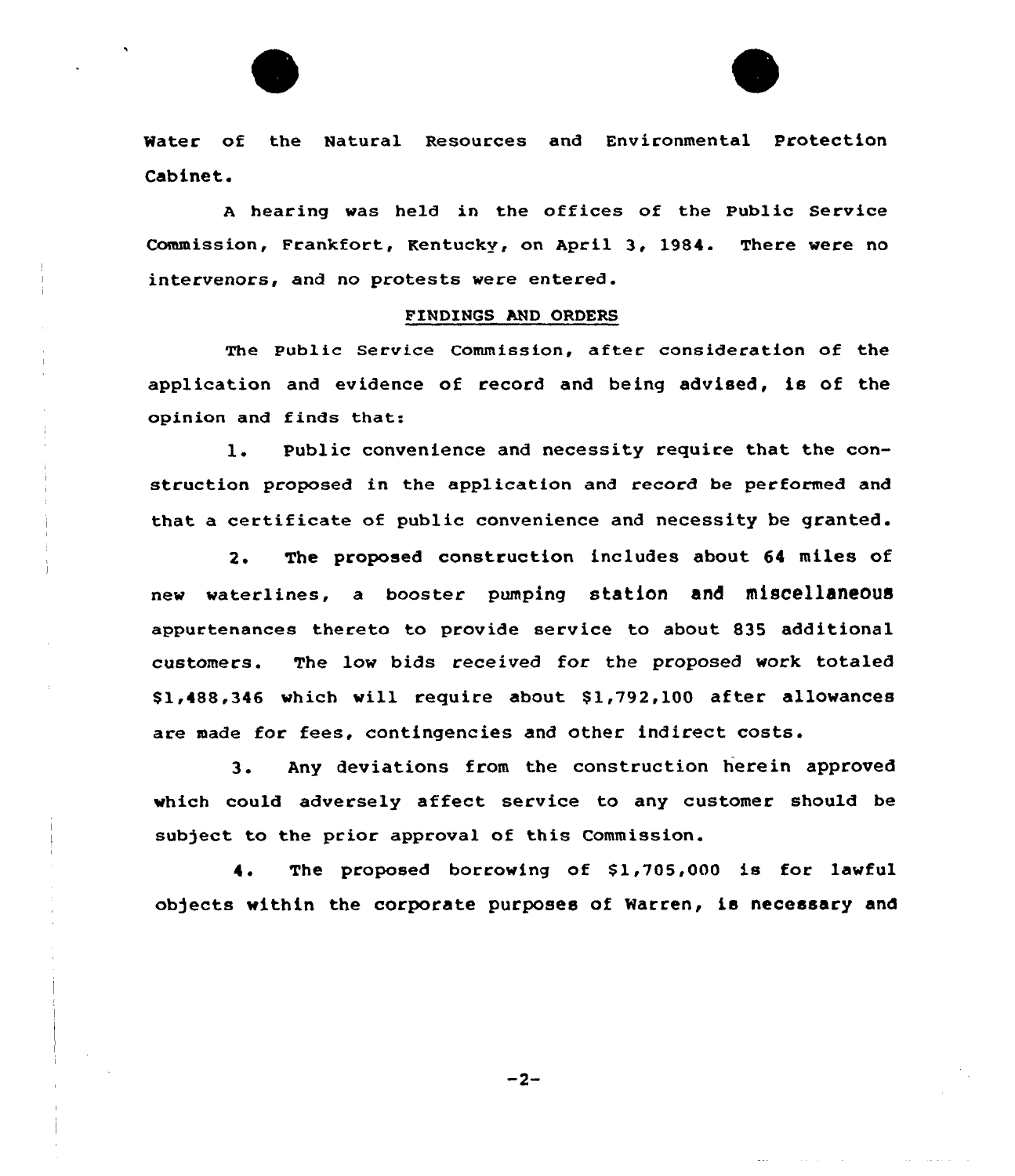Water of the Natural Resources and Environmental Protection Cabinet.

A hearing was held in the offices of the Public Service Commission, Frankfort, Kentucky, on April 3, 1984. There were no intervenors, and no protests were entered.

## FINDINGS AND ORDERS

The Public Service Commission, after consideration of the application and evidence of record and being advised, is of the opinion and finds that:

1. Public convenience and necessity require that the construction proposed in the application and record be performed and that a certificate of public convenience and necessity be granted.

2. The proposed construction includes about 64 miles of new waterlines, a booster pumping station and miscellaneous appurtenances thereto to provide service to about 835 additional customers. The low bids received for the proposed work totaled $1,488,346 which will require about $1,792,100 after allowances are made for fees, contingencies and other indirect costs.

3. Any deviations from the construction herein approved which could adversely affect service to any customer should be subject to the prior approval of this Commission.

4. The proposed borrowing of $1,705,000 is for lawful objects within the corporate purposes of Warren, is necessary and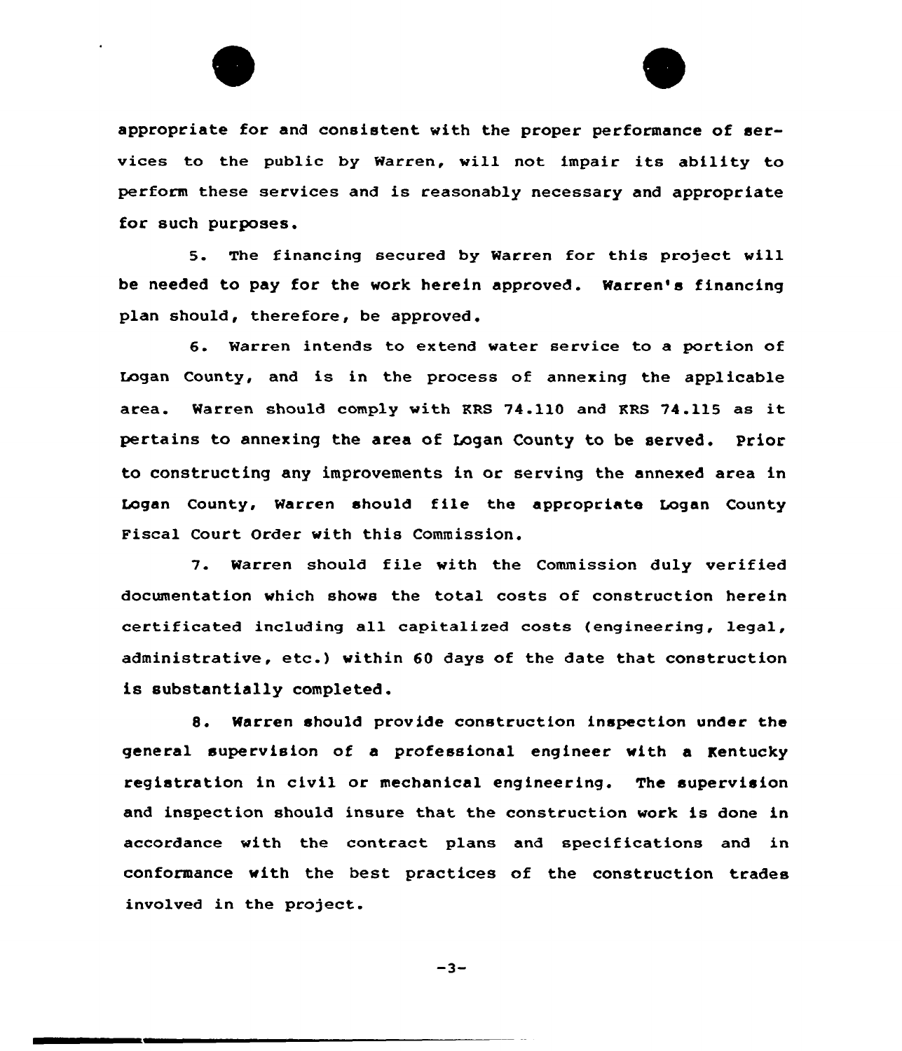appropriate for and consistent with the proper performance of services to the public by Warren, will not impair its ability to perform these services and is reasonably necessary and appropriate for such purposes.

5. The financing secured by Warren for this project will be needed to pay for the work herein approved. Warren's financing plan should, therefore, be approved.

6. Warren intends to extend water service to a portion of Logan County, and is in the process of annexing the applicable area. Warren should comply with KRS 74.110 and KRS 74.115 as it pertains to annexing the area of Logan County to be served. Prior to constructing any improvements in or serving the annexed area in Logan County, Warren should file the appropriate Logan County Fiscal Court Order with this Commission.

7. Warren should file with the Commission duly verified documentation which shows the total costs of construction herein certificated including all capitalized costs (engineering, legal, administrative, etc.) within 60 days of the date that construction is substantially completed.

8. Warren should provide construction inspection under the general supervision of a professional engineer with a Kentucky registration in civil or mechanical engineering. The supervision and inspection should insure that the construction work is done in accordance with the contract plans and specifications and in conformance with the best practices of the construction trades involved in the project.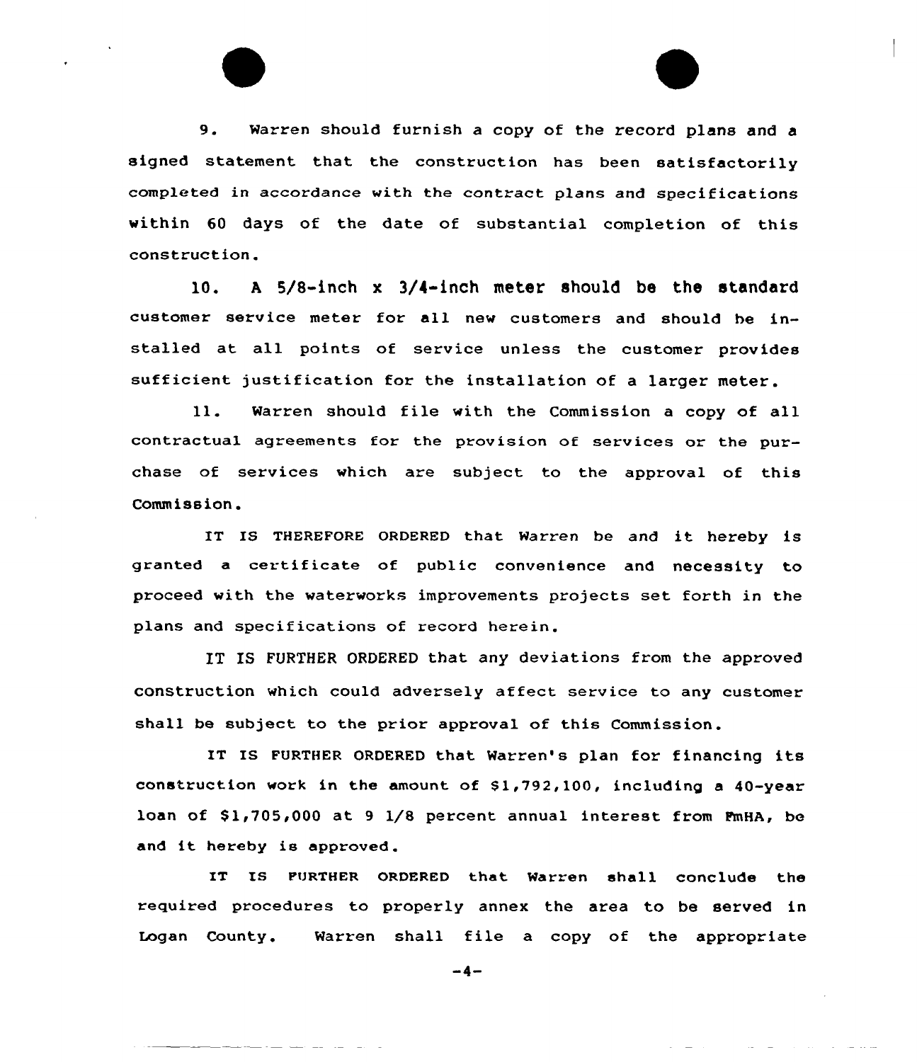9. Warren should furnish a copy of the record plans and a signed statement that the construction has been satisfactorily completed in accordance with the contract plans and specifications within 60 days of the date of substantial completion of this construction.

10. A 5/8-inch x 3/4-inch meter should be the standard customer service meter for all new customers and should be installed at all points of service unless the customer provides sufficient justification for the installation of a larger meter.

11. Warren should file with the Commission a copy of all contractual agreements for the provision of services or the purchase of services which are subject to the approval of this Commission.

IT IS THEREFORE ORDERED that Warren be and it hereby is granted a certificate of public convenience and necessity to proceed with the waterworks improvements projects set forth in the plans and specifications of record herein.

IT IS FURTHER ORDERED that any deviations from the approved construction which could adversely affect service to any customer shall be subject to the prior approval of this Commission.

IT IS FURTHER ORDERED that Warren's plan for financing its construction work in the amount of $1,792,100, including a 40-year loan of $1,705,000 at 9 1/8 percent annual interest from FmHA, be and it hereby is approved.

IT IS FURTHER ORDERED that Warren shall conclude the required procedures to properly annex the area to be served in Logan County. Warren shall file a copy of the appropriate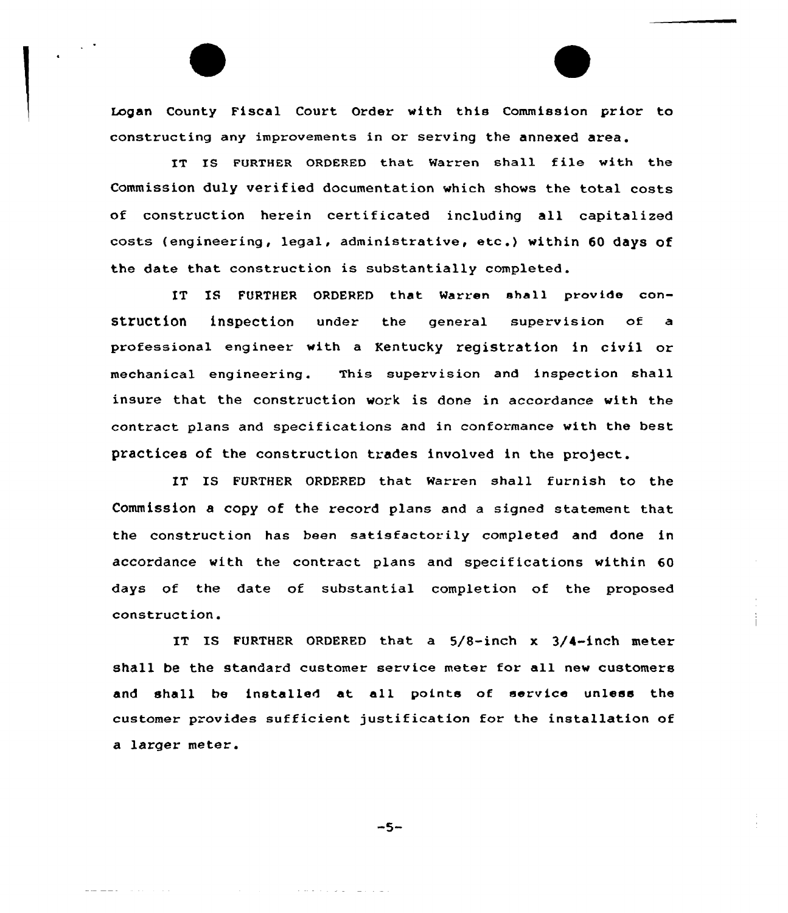Logan County Fiscal Court Order with this Commission prior to constructing any improvements in or serving the annexed area.

IT IS FURTHER ORDERED that Warren shall file with the Commission duly verified documentation which shows the total costs of construction herein certificated including all capitalized costs (engineering, legal, administrative, etc.) within 60 days of the date that construction is substantially completed.

IT IS FURTHER ORDERED that Warren shall provide construction inspection under the general supervision of a professional engineer with a Kentucky registration in civil or mechanical engineering. This supervision and inspection shall insure that the construction work is done in accordance with the contract plans and specifications and in conformance with the best practices of the construction trades involved in the project.

IT IS FURTHER ORDERED that Warren shall furnish to the Commission a copy of the record plans and a signed statement that the construction has been satisfactorily completed and done in accordance with the contract plans and specifications within 60 days of the date of substantial completion of the proposed construction.

IT IS FURTHER ORDERED that a 5/8-inch x 3/4-inch meter shall be the standard customer service meter for all new customers and shall be installed at all points of service unless the customer provides sufficient justification for the installation of a larger meter.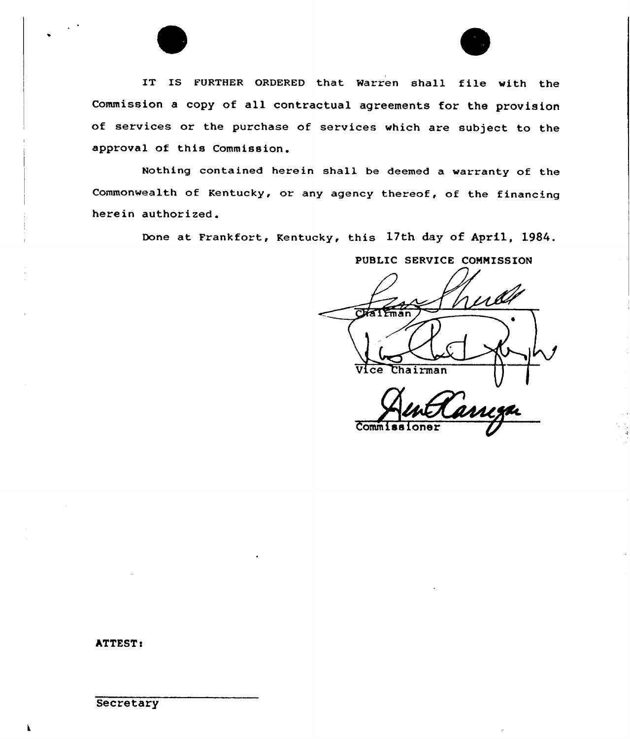IT IS FURTHER ORDERED that Warren shall file with the Commission a copy of all contractual agreements for the provision of services or the purchase of services which are subject to the approval of this Commission.

Nothing contained herein shall be deemed a warranty of the Commonwealth of Kentucky, or any agency thereof, of the financing herein authorized.

Done at Frankfort, Kentucky, this 17th day of April, 1984.

PUBLIC SERVICE COMMISSION

Chairman

Vice Chairman

Commissioner

ATTEST:

Secretary